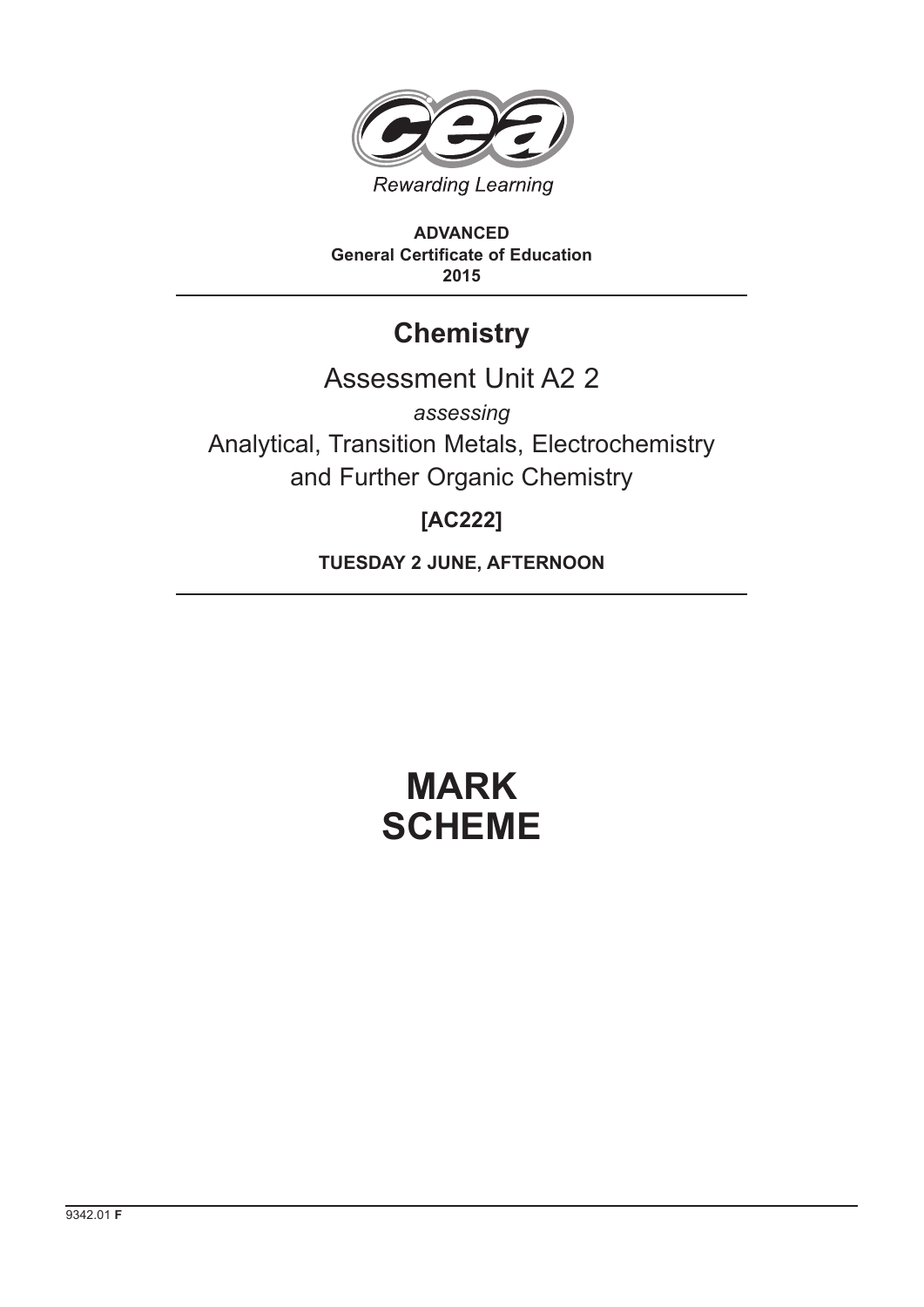Rewarding Learning

**ADVANCED**
**General Certificate of Education**
**2015**

# Chemistry

## Assessment Unit A2 2

*assessing*

## Analytical, Transition Metals, Electrochemistry and Further Organic Chemistry

**[AC222]**

**TUESDAY 2 JUNE, AFTERNOON**

# MARK SCHEME

9342.01 **F**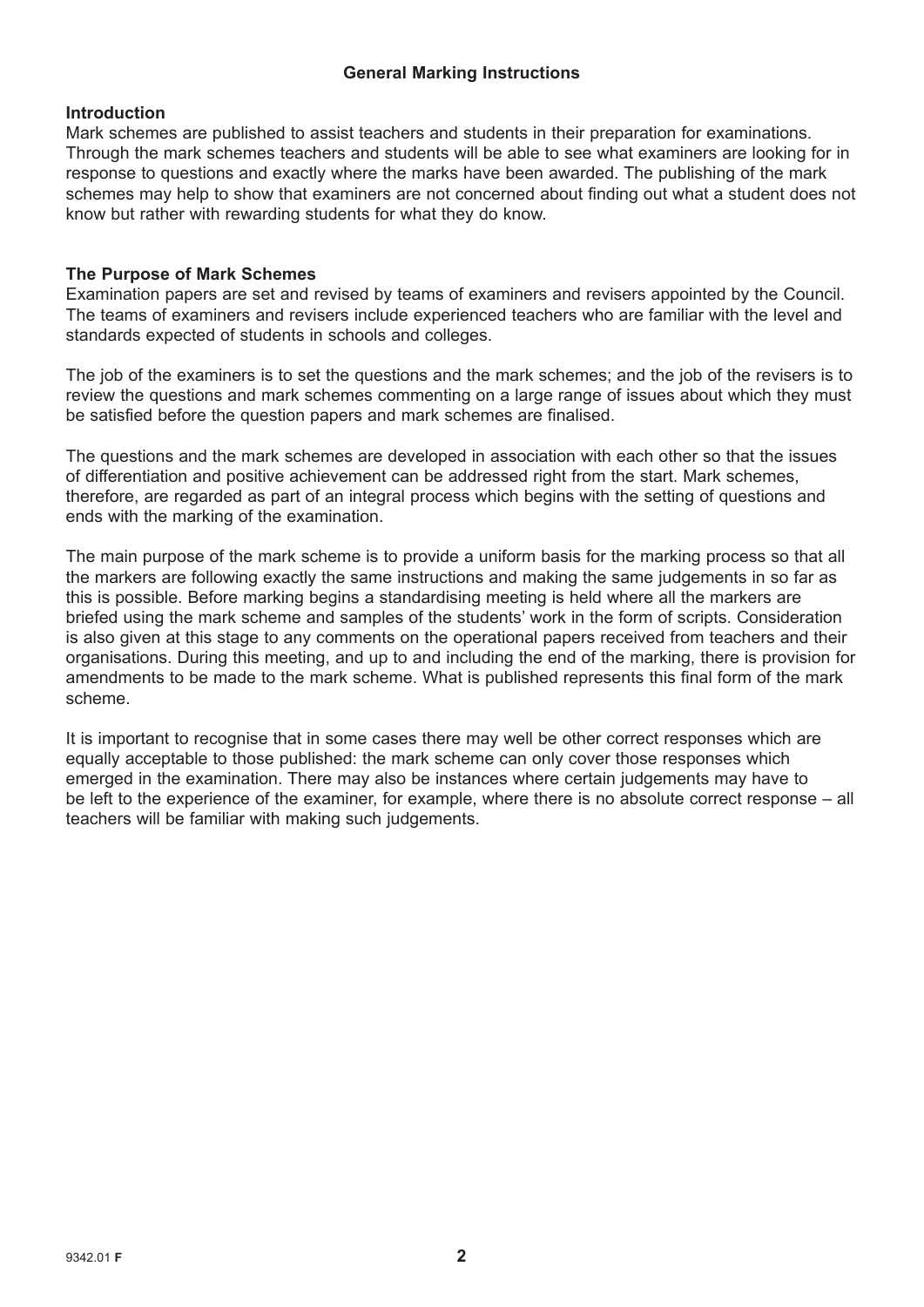## General Marking Instructions

### Introduction

Mark schemes are published to assist teachers and students in their preparation for examinations. Through the mark schemes teachers and students will be able to see what examiners are looking for in response to questions and exactly where the marks have been awarded. The publishing of the mark schemes may help to show that examiners are not concerned about finding out what a student does not know but rather with rewarding students for what they do know.

### The Purpose of Mark Schemes

Examination papers are set and revised by teams of examiners and revisers appointed by the Council. The teams of examiners and revisers include experienced teachers who are familiar with the level and standards expected of students in schools and colleges.

The job of the examiners is to set the questions and the mark schemes; and the job of the revisers is to review the questions and mark schemes commenting on a large range of issues about which they must be satisfied before the question papers and mark schemes are finalised.

The questions and the mark schemes are developed in association with each other so that the issues of differentiation and positive achievement can be addressed right from the start. Mark schemes, therefore, are regarded as part of an integral process which begins with the setting of questions and ends with the marking of the examination.

The main purpose of the mark scheme is to provide a uniform basis for the marking process so that all the markers are following exactly the same instructions and making the same judgements in so far as this is possible. Before marking begins a standardising meeting is held where all the markers are briefed using the mark scheme and samples of the students' work in the form of scripts. Consideration is also given at this stage to any comments on the operational papers received from teachers and their organisations. During this meeting, and up to and including the end of the marking, there is provision for amendments to be made to the mark scheme. What is published represents this final form of the mark scheme.

It is important to recognise that in some cases there may well be other correct responses which are equally acceptable to those published: the mark scheme can only cover those responses which emerged in the examination. There may also be instances where certain judgements may have to be left to the experience of the examiner, for example, where there is no absolute correct response – all teachers will be familiar with making such judgements.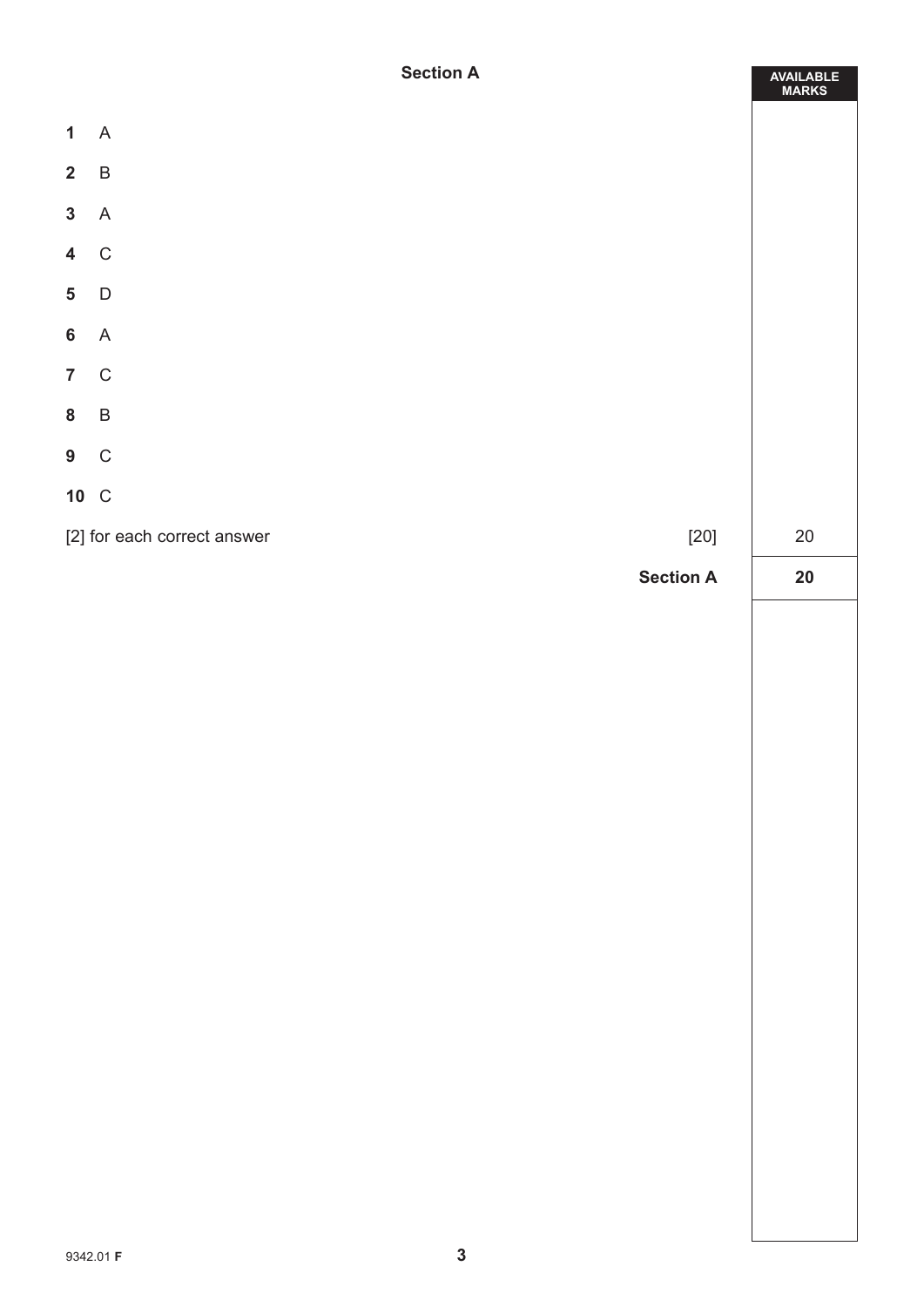## Section A

| | | AVAILABLE MARKS |
|---|---|---|
| **1** | A | |
| **2** | B | |
| **3** | A | |
| **4** | C | |
| **5** | D | |
| **6** | A | |
| **7** | C | |
| **8** | B | |
| **9** | C | |
| **10** | C | |
| [2] for each correct answer | [20] | 20 |
| | **Section A** | **20** |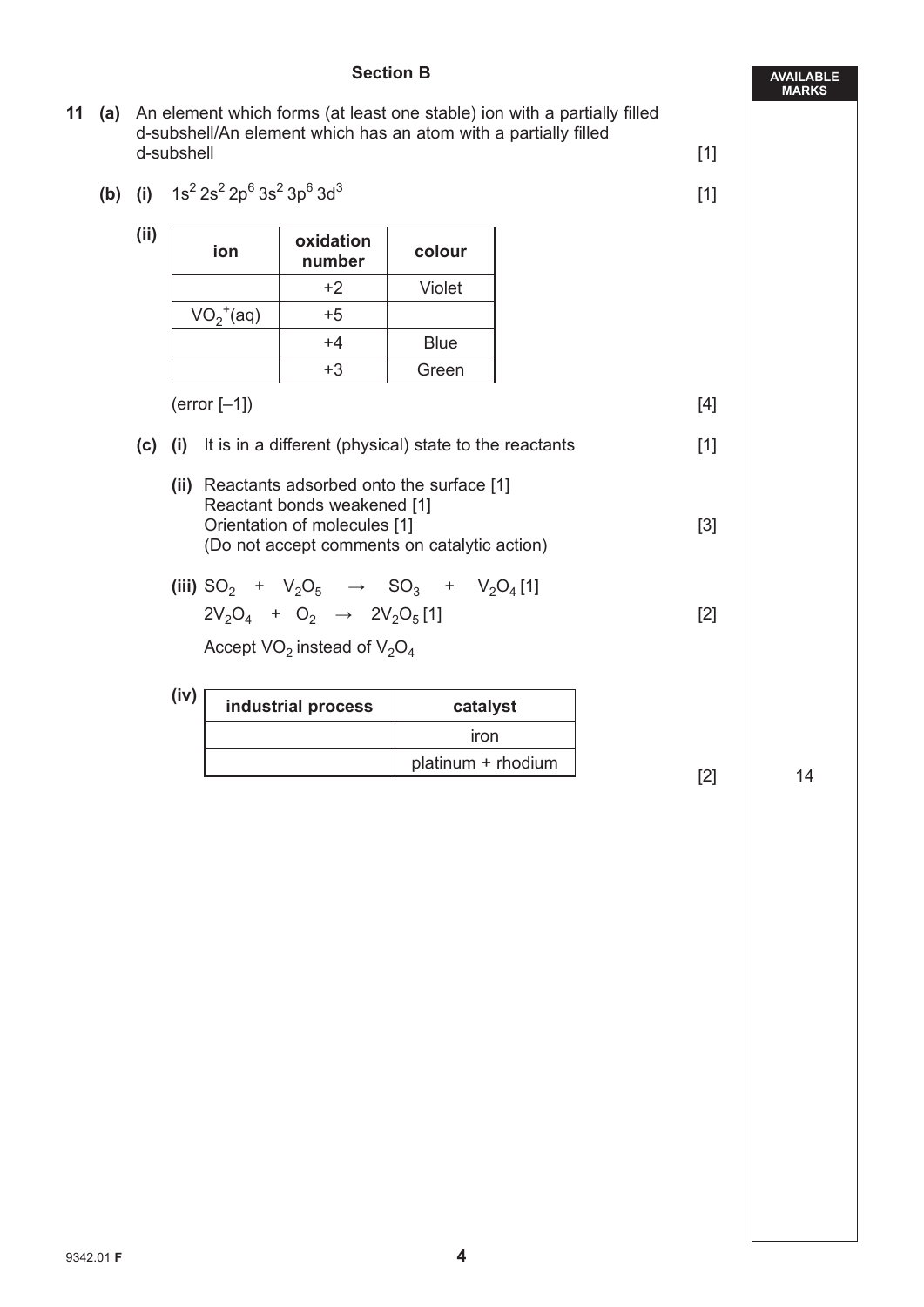## Section B

AVAILABLE MARKS

**11 (a)** An element which forms (at least one stable) ion with a partially filled d-subshell/An element which has an atom with a partially filled d-subshell [1]

**(b) (i)** $1s^2 2s^2 2p^6 3s^2 3p^6 3d^3$ [1]

**(ii)**

| ion | oxidation number | colour |
|---|---|---|
| | +2 | Violet |
| $VO_2^+(aq)$ | +5 | |
| | +4 | Blue |
| | +3 | Green |

(error [–1]) [4]

**(c) (i)** It is in a different (physical) state to the reactants [1]

**(ii)** Reactants adsorbed onto the surface [1]
Reactant bonds weakened [1]
Orientation of molecules [1] [3]
(Do not accept comments on catalytic action)

**(iii)** $SO_2 + V_2O_5 \rightarrow SO_3 + V_2O_4$ [1]
$2V_2O_4 + O_2 \rightarrow 2V_2O_5$ [1] [2]

Accept $VO_2$ instead of $V_2O_4$

**(iv)**

| industrial process | catalyst |
|---|---|
| | iron |
| | platinum + rhodium |

[2] 14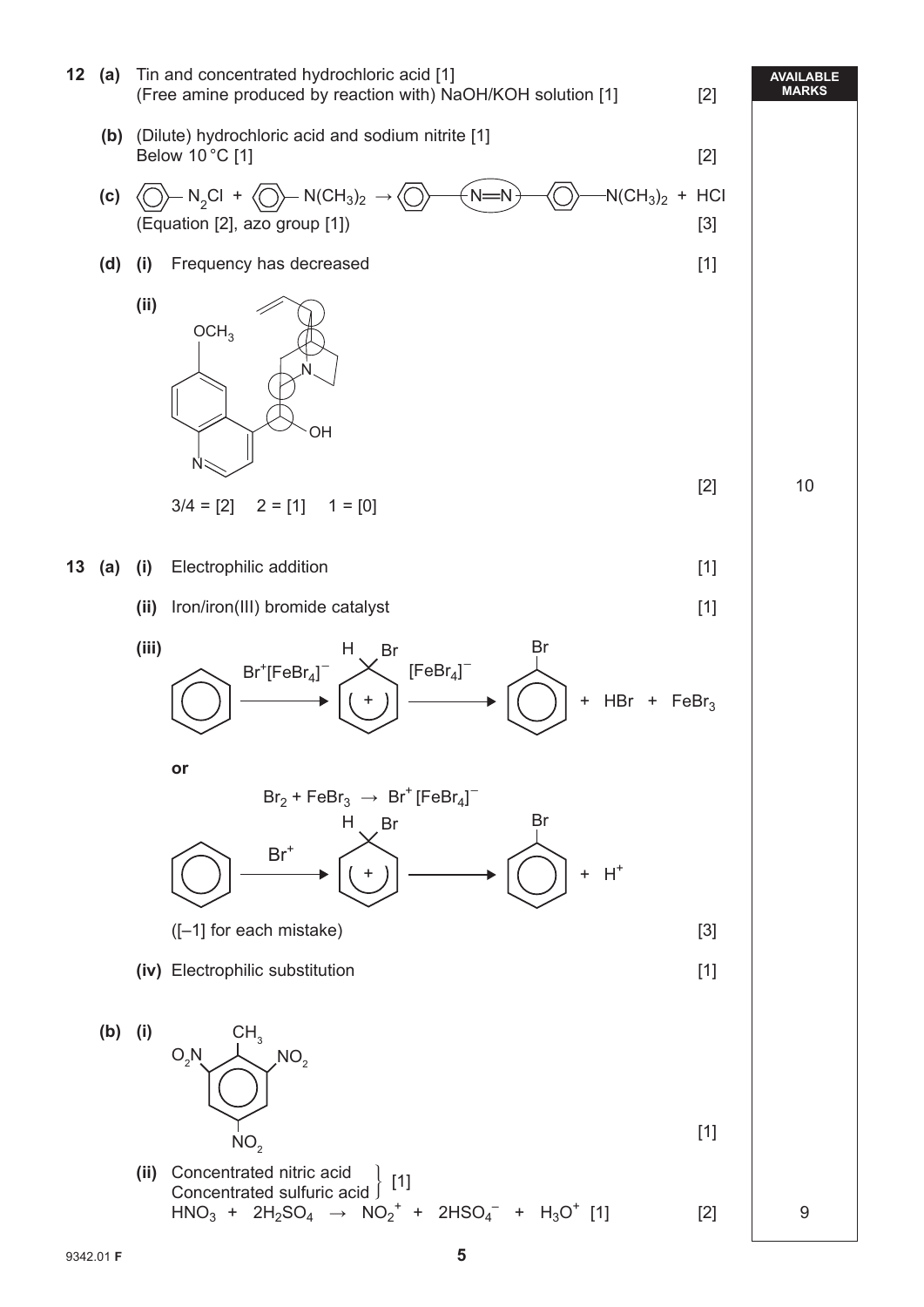**12 (a)** Tin and concentrated hydrochloric acid [1]
(Free amine produced by reaction with) NaOH/KOH solution [1] [2]

**(b)** (Dilute) hydrochloric acid and sodium nitrite [1]
Below 10 °C [1] [2]

**(c)** $C_6H_5N_2Cl + C_6H_5N(CH_3)_2 \rightarrow C_6H_5{-}N{=}N{-}C_6H_4{-}N(CH_3)_2 + HCl$
(Equation [2], azo group [1]) [3]

**(d) (i)** Frequency has decreased [1]

**(ii)** [Structure of quinine with chiral centres circled]

3/4 = [2] 2 = [1] 1 = [0] [2]

AVAILABLE MARKS: 10

**13 (a) (i)** Electrophilic addition [1]

**(ii)** Iron/iron(III) bromide catalyst [1]

**(iii)** Benzene $\xrightarrow{Br^+[FeBr_4]^-}$ intermediate (H, Br, +) $\xrightarrow{[FeBr_4]^-}$ bromobenzene $+ HBr + FeBr_3$

or

$Br_2 + FeBr_3 \rightarrow Br^+[FeBr_4]^-$

Benzene $\xrightarrow{Br^+}$ intermediate (H, Br, +) $\rightarrow$ bromobenzene $+ H^+$

([–1] for each mistake) [3]

**(iv)** Electrophilic substitution [1]

**(b) (i)** [Structure: 2,4,6-trinitrotoluene — $CH_3$ with $O_2N$, $NO_2$, $NO_2$ on ring] [1]

**(ii)** Concentrated nitric acid, Concentrated sulfuric acid [1]
$HNO_3 + 2H_2SO_4 \rightarrow NO_2^+ + 2HSO_4^- + H_3O^+$ [1] [2]

AVAILABLE MARKS: 9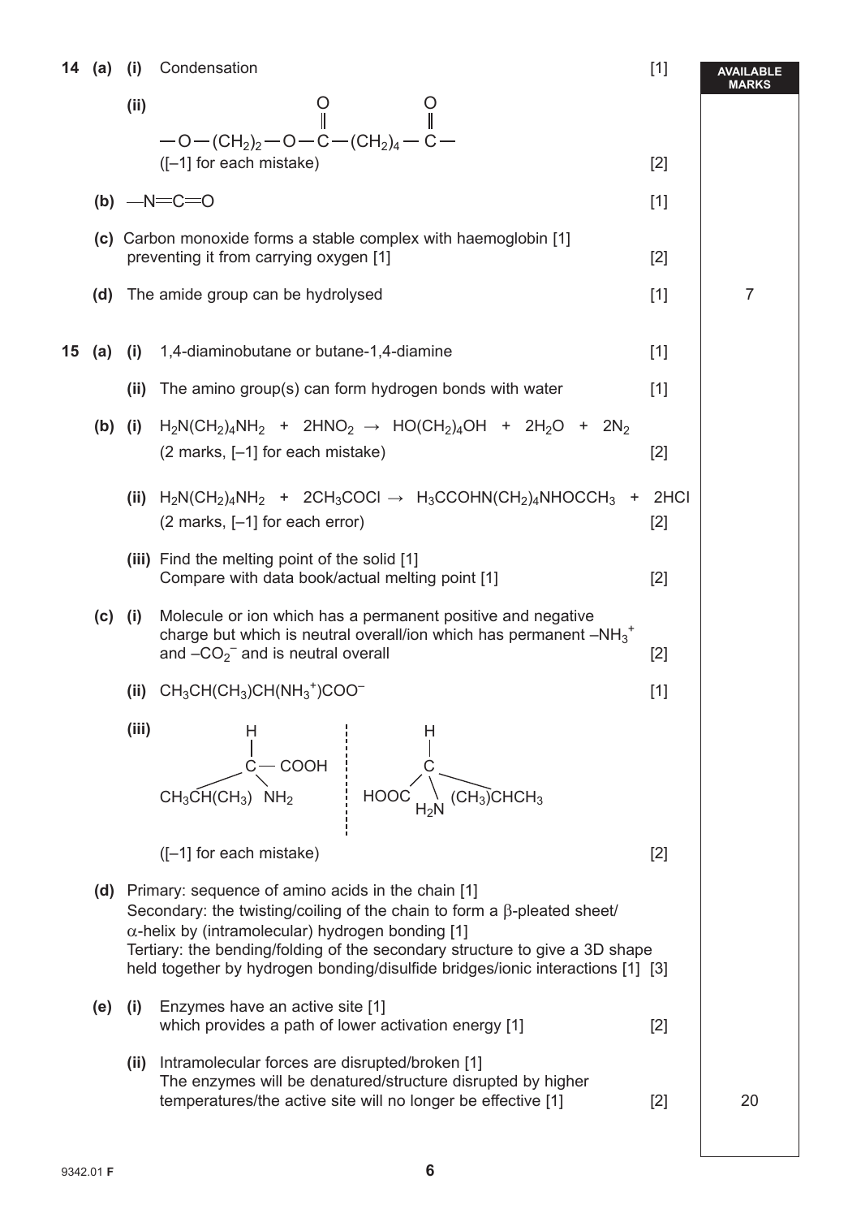| | | | | | AVAILABLE MARKS |
|---|---|---|---|---|---|
| **14** | **(a)** | **(i)** | Condensation | [1] | |
| | | **(ii)** | $-O-(CH_2)_2-O-\overset{\overset{\displaystyle O}{\|}}{C}-(CH_2)_4-\overset{\overset{\displaystyle O}{\|}}{C}-$ <br> ([–1] for each mistake) | [2] | |
| | **(b)** | | $-N{=}C{=}O$ | [1] | |
| | **(c)** | | Carbon monoxide forms a stable complex with haemoglobin [1] preventing it from carrying oxygen [1] | [2] | |
| | **(d)** | | The amide group can be hydrolysed | [1] | 7 |
| **15** | **(a)** | **(i)** | 1,4-diaminobutane or butane-1,4-diamine | [1] | |
| | | **(ii)** | The amino group(s) can form hydrogen bonds with water | [1] | |
| | **(b)** | **(i)** | $H_2N(CH_2)_4NH_2 + 2HNO_2 \rightarrow HO(CH_2)_4OH + 2H_2O + 2N_2$ <br> (2 marks, [–1] for each mistake) | [2] | |
| | | **(ii)** | $H_2N(CH_2)_4NH_2 + 2CH_3COCl \rightarrow H_3CCOHN(CH_2)_4NHOCCH_3 + 2HCl$ <br> (2 marks, [–1] for each error) | [2] | |
| | | **(iii)** | Find the melting point of the solid [1] <br> Compare with data book/actual melting point [1] | [2] | |
| | **(c)** | **(i)** | Molecule or ion which has a permanent positive and negative charge but which is neutral overall/ion which has permanent $-NH_3^+$ and $-CO_2^-$ and is neutral overall | [2] | |
| | | **(ii)** | $CH_3CH(CH_3)CH(NH_3^+)COO^-$ | [1] | |
| | | **(iii)** | Mirror-image pair about a dashed mirror line: <br> left – C bonded to H, COOH, $CH_3CH(CH_3)$ and $NH_2$ <br> right – C bonded to H, HOOC, $H_2N$ and $(CH_3)CHCH_3$ <br> ([–1] for each mistake) | [2] | |
| | **(d)** | | Primary: sequence of amino acids in the chain [1] <br> Secondary: the twisting/coiling of the chain to form a β-pleated sheet/α-helix by (intramolecular) hydrogen bonding [1] <br> Tertiary: the bending/folding of the secondary structure to give a 3D shape held together by hydrogen bonding/disulfide bridges/ionic interactions [1] | [3] | |
| | **(e)** | **(i)** | Enzymes have an active site [1] <br> which provides a path of lower activation energy [1] | [2] | |
| | | **(ii)** | Intramolecular forces are disrupted/broken [1] <br> The enzymes will be denatured/structure disrupted by higher temperatures/the active site will no longer be effective [1] | [2] | 20 |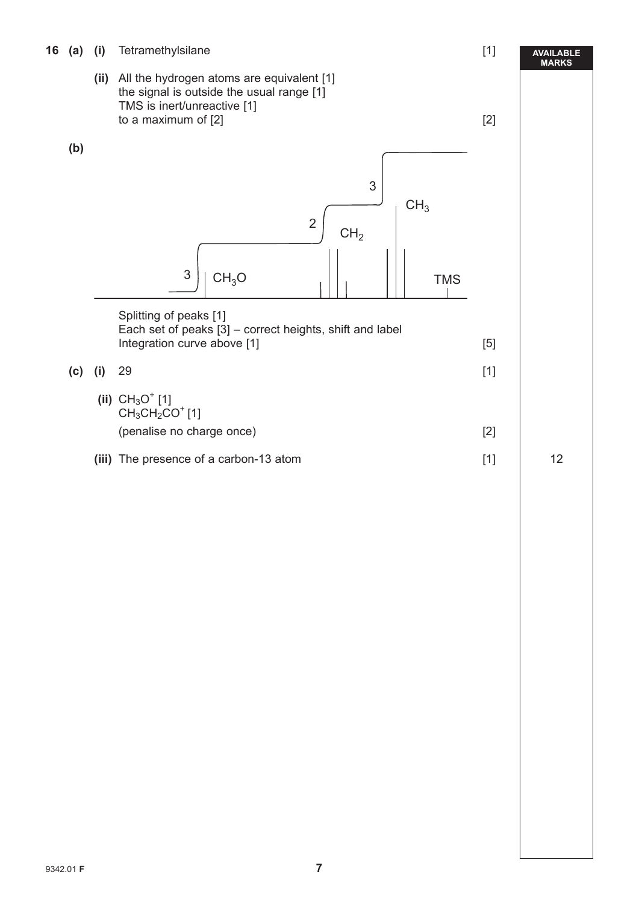**16 (a) (i)** Tetramethylsilane [1]

**(ii)** All the hydrogen atoms are equivalent [1]
the signal is outside the usual range [1]
TMS is inert/unreactive [1]
to a maximum of [2] [2]

**(b)**

Splitting of peaks [1]
Each set of peaks [3] – correct heights, shift and label
Integration curve above [1] [5]

**(c) (i)** 29 [1]

**(ii)** $CH_3O^+$ [1]
$CH_3CH_2CO^+$ [1]
(penalise no charge once) [2]

**(iii)** The presence of a carbon-13 atom [1]

AVAILABLE MARKS: 12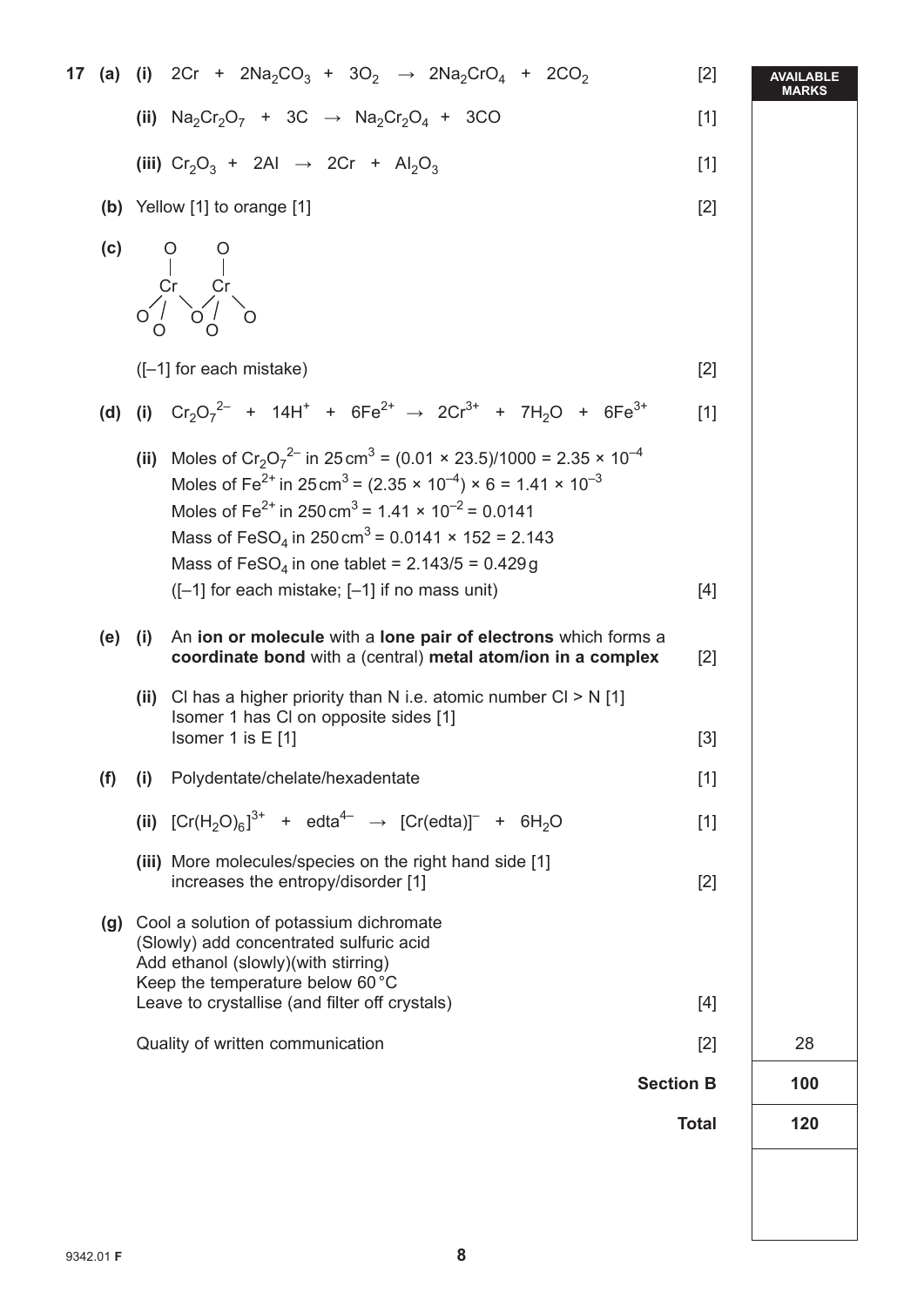**AVAILABLE MARKS**

**17 (a) (i)** $2Cr + 2Na_2CO_3 + 3O_2 \rightarrow 2Na_2CrO_4 + 2CO_2$ [2]

**(ii)** $Na_2Cr_2O_7 + 3C \rightarrow Na_2Cr_2O_4 + 3CO$ [1]

**(iii)** $Cr_2O_3 + 2Al \rightarrow 2Cr + Al_2O_3$ [1]

**(b)** Yellow [1] to orange [1] [2]

**(c)**

```
  O     O
  |     |
  Cr    Cr
 / | \ / | \
O  O  O  O  O
```

([–1] for each mistake) [2]

**(d) (i)** $Cr_2O_7^{2-} + 14H^+ + 6Fe^{2+} \rightarrow 2Cr^{3+} + 7H_2O + 6Fe^{3+}$ [1]

**(ii)** Moles of $Cr_2O_7^{2-}$ in 25 cm$^3$ = $(0.01 \times 23.5)/1000 = 2.35 \times 10^{-4}$
Moles of $Fe^{2+}$ in 25 cm$^3$ = $(2.35 \times 10^{-4}) \times 6 = 1.41 \times 10^{-3}$
Moles of $Fe^{2+}$ in 250 cm$^3$ = $1.41 \times 10^{-2} = 0.0141$
Mass of $FeSO_4$ in 250 cm$^3$ = $0.0141 \times 152 = 2.143$
Mass of $FeSO_4$ in one tablet = $2.143/5 = 0.429$ g
([–1] for each mistake; [–1] if no mass unit) [4]

**(e) (i)** An **ion or molecule** with a **lone pair of electrons** which forms a **coordinate bond** with a (central) **metal atom/ion in a complex** [2]

**(ii)** Cl has a higher priority than N i.e. atomic number Cl > N [1]
Isomer 1 has Cl on opposite sides [1]
Isomer 1 is E [1] [3]

**(f) (i)** Polydentate/chelate/hexadentate [1]

**(ii)** $[Cr(H_2O)_6]^{3+} + edta^{4-} \rightarrow [Cr(edta)]^- + 6H_2O$ [1]

**(iii)** More molecules/species on the right hand side [1]
increases the entropy/disorder [1] [2]

**(g)** Cool a solution of potassium dichromate
(Slowly) add concentrated sulfuric acid
Add ethanol (slowly)(with stirring)
Keep the temperature below 60 °C
Leave to crystallise (and filter off crystals) [4]

Quality of written communication [2] — 28

**Section B** — 100

**Total** — 120